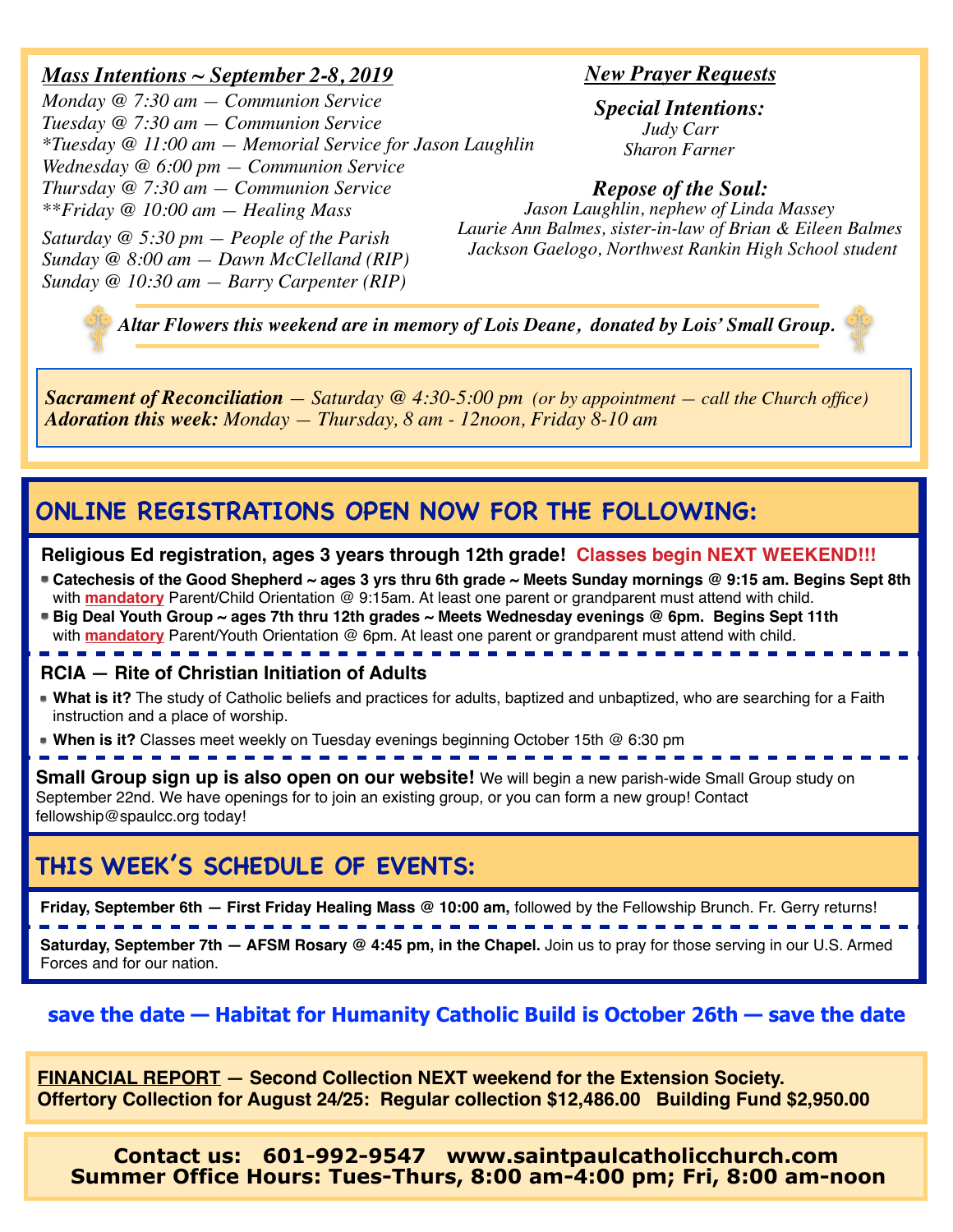## *Mass Intentions ~ September 2-8, 2019*

*Monday @ 7:30 am — Communion Service*
*Tuesday @ 7:30 am — Communion Service*
*\*Tuesday @ 11:00 am — Memorial Service for Jason Laughlin*
*Wednesday @ 6:00 pm — Communion Service*
*Thursday @ 7:30 am — Communion Service*
*\*\*Friday @ 10:00 am — Healing Mass*

*Saturday @ 5:30 pm — People of the Parish*
*Sunday @ 8:00 am — Dawn McClelland (RIP)*
*Sunday @ 10:30 am — Barry Carpenter (RIP)*

## *New Prayer Requests*

### *Special Intentions:*

*Judy Carr*
*Sharon Farner*

### *Repose of the Soul:*

*Jason Laughlin, nephew of Linda Massey*
*Laurie Ann Balmes, sister-in-law of Brian & Eileen Balmes*
*Jackson Gaelogo, Northwest Rankin High School student*

***Altar Flowers this weekend are in memory of Lois Deane, donated by Lois' Small Group.***

***Sacrament of Reconciliation** — Saturday @ 4:30-5:00 pm (or by appointment — call the Church office)*
***Adoration this week:** Monday — Thursday, 8 am - 12noon, Friday 8-10 am*

## ONLINE REGISTRATIONS OPEN NOW FOR THE FOLLOWING:

**Religious Ed registration, ages 3 years through 12th grade! Classes begin NEXT WEEKEND!!!**

- **Catechesis of the Good Shepherd ~ ages 3 yrs thru 6th grade ~ Meets Sunday mornings @ 9:15 am. Begins Sept 8th** with **mandatory** Parent/Child Orientation @ 9:15am. At least one parent or grandparent must attend with child.
- **Big Deal Youth Group ~ ages 7th thru 12th grades ~ Meets Wednesday evenings @ 6pm. Begins Sept 11th** with **mandatory** Parent/Youth Orientation @ 6pm. At least one parent or grandparent must attend with child.

**RCIA — Rite of Christian Initiation of Adults**

- **What is it?** The study of Catholic beliefs and practices for adults, baptized and unbaptized, who are searching for a Faith instruction and a place of worship.
- **When is it?** Classes meet weekly on Tuesday evenings beginning October 15th @ 6:30 pm

**Small Group sign up is also open on our website!** We will begin a new parish-wide Small Group study on September 22nd. We have openings for to join an existing group, or you can form a new group! Contact fellowship@spaulcc.org today!

## THIS WEEK'S SCHEDULE OF EVENTS:

**Friday, September 6th — First Friday Healing Mass @ 10:00 am,** followed by the Fellowship Brunch. Fr. Gerry returns!

**Saturday, September 7th — AFSM Rosary @ 4:45 pm, in the Chapel.** Join us to pray for those serving in our U.S. Armed Forces and for our nation.

**save the date — Habitat for Humanity Catholic Build is October 26th — save the date**

**FINANCIAL REPORT — Second Collection NEXT weekend for the Extension Society.**
**Offertory Collection for August 24/25: Regular collection $12,486.00 Building Fund $2,950.00**

**Contact us: 601-992-9547 www.saintpaulcatholicchurch.com**
**Summer Office Hours: Tues-Thurs, 8:00 am-4:00 pm; Fri, 8:00 am-noon**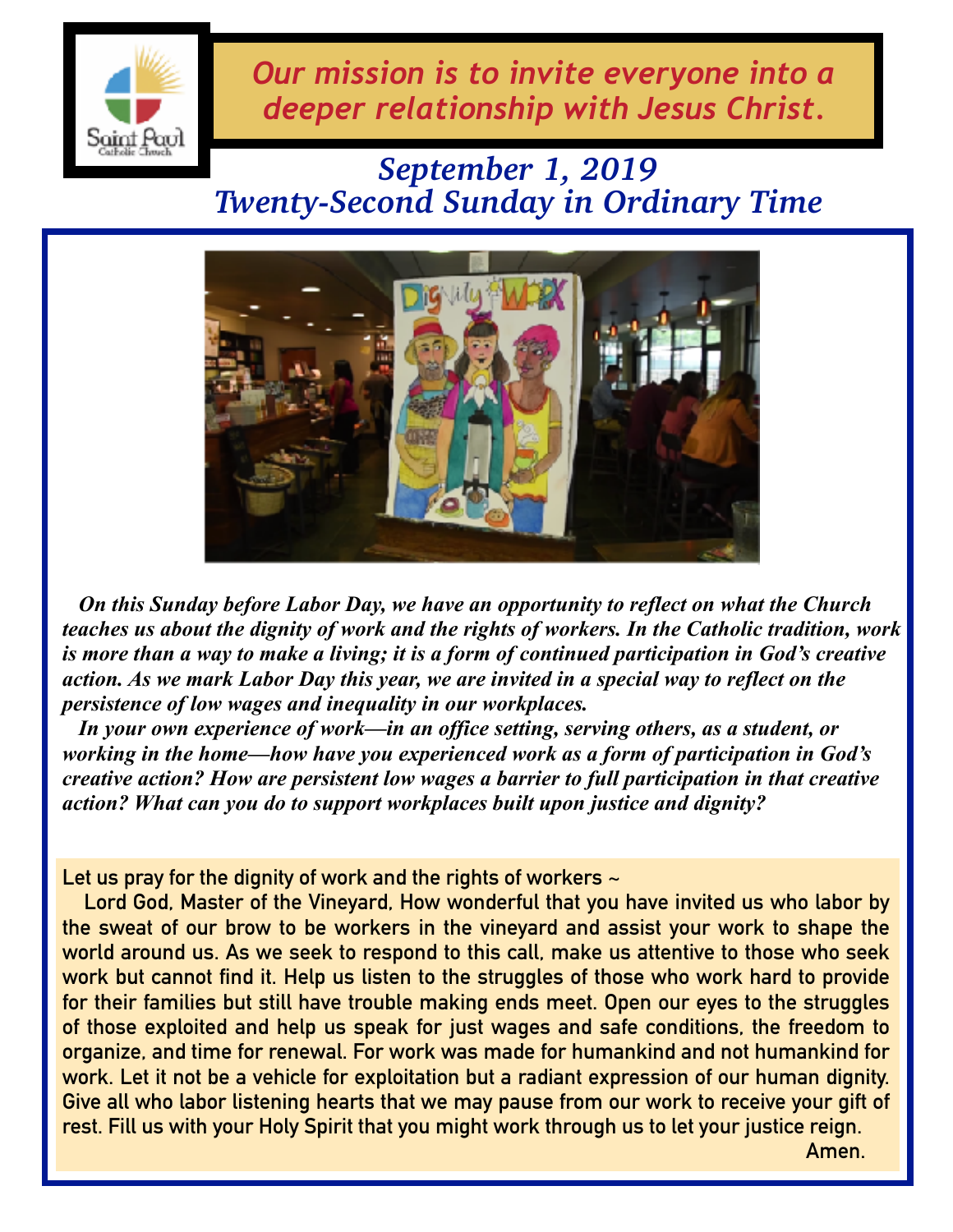*Our mission is to invite everyone into a deeper relationship with Jesus Christ.*

## *September 1, 2019*
## *Twenty-Second Sunday in Ordinary Time*

***On this Sunday before Labor Day, we have an opportunity to reflect on what the Church teaches us about the dignity of work and the rights of workers. In the Catholic tradition, work is more than a way to make a living; it is a form of continued participation in God's creative action. As we mark Labor Day this year, we are invited in a special way to reflect on the persistence of low wages and inequality in our workplaces.***

***In your own experience of work—in an office setting, serving others, as a student, or working in the home—how have you experienced work as a form of participation in God's creative action? How are persistent low wages a barrier to full participation in that creative action? What can you do to support workplaces built upon justice and dignity?***

Let us pray for the dignity of work and the rights of workers ~

Lord God, Master of the Vineyard, How wonderful that you have invited us who labor by the sweat of our brow to be workers in the vineyard and assist your work to shape the world around us. As we seek to respond to this call, make us attentive to those who seek work but cannot find it. Help us listen to the struggles of those who work hard to provide for their families but still have trouble making ends meet. Open our eyes to the struggles of those exploited and help us speak for just wages and safe conditions, the freedom to organize, and time for renewal. For work was made for humankind and not humankind for work. Let it not be a vehicle for exploitation but a radiant expression of our human dignity. Give all who labor listening hearts that we may pause from our work to receive your gift of rest. Fill us with your Holy Spirit that you might work through us to let your justice reign.

Amen.